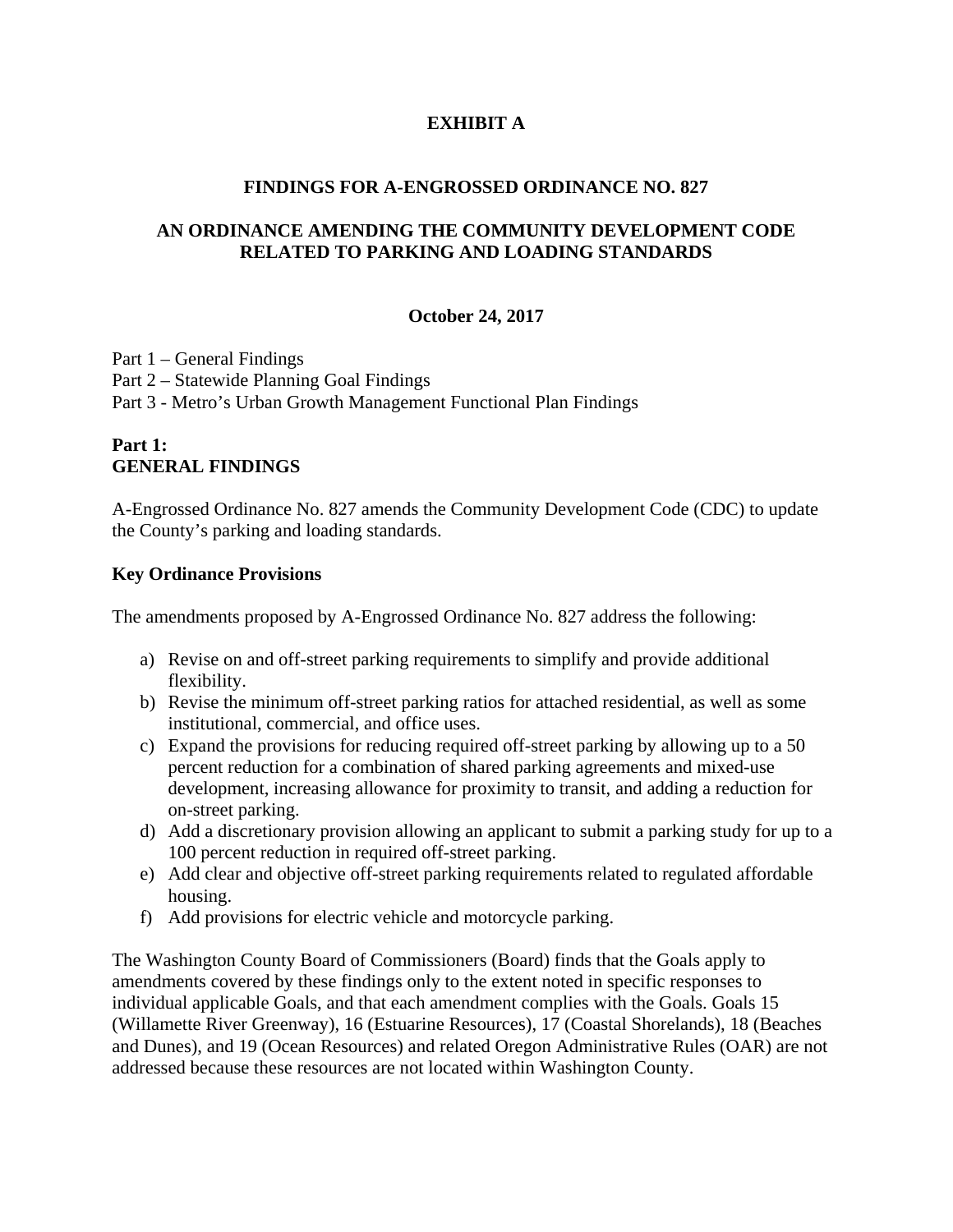# EXHIBIT A

## FINDINGS FOR A-ENGROSSED ORDINANCE NO. 827

## AN ORDINANCE AMENDING THE COMMUNITY DEVELOPMENT CODE RELATED TO PARKING AND LOADING STANDARDS

**October 24, 2017**

Part 1 – General Findings
Part 2 – Statewide Planning Goal Findings
Part 3 - Metro's Urban Growth Management Functional Plan Findings

## Part 1: GENERAL FINDINGS

A-Engrossed Ordinance No. 827 amends the Community Development Code (CDC) to update the County's parking and loading standards.

### Key Ordinance Provisions

The amendments proposed by A-Engrossed Ordinance No. 827 address the following:

a) Revise on and off-street parking requirements to simplify and provide additional flexibility.
b) Revise the minimum off-street parking ratios for attached residential, as well as some institutional, commercial, and office uses.
c) Expand the provisions for reducing required off-street parking by allowing up to a 50 percent reduction for a combination of shared parking agreements and mixed-use development, increasing allowance for proximity to transit, and adding a reduction for on-street parking.
d) Add a discretionary provision allowing an applicant to submit a parking study for up to a 100 percent reduction in required off-street parking.
e) Add clear and objective off-street parking requirements related to regulated affordable housing.
f) Add provisions for electric vehicle and motorcycle parking.

The Washington County Board of Commissioners (Board) finds that the Goals apply to amendments covered by these findings only to the extent noted in specific responses to individual applicable Goals, and that each amendment complies with the Goals. Goals 15 (Willamette River Greenway), 16 (Estuarine Resources), 17 (Coastal Shorelands), 18 (Beaches and Dunes), and 19 (Ocean Resources) and related Oregon Administrative Rules (OAR) are not addressed because these resources are not located within Washington County.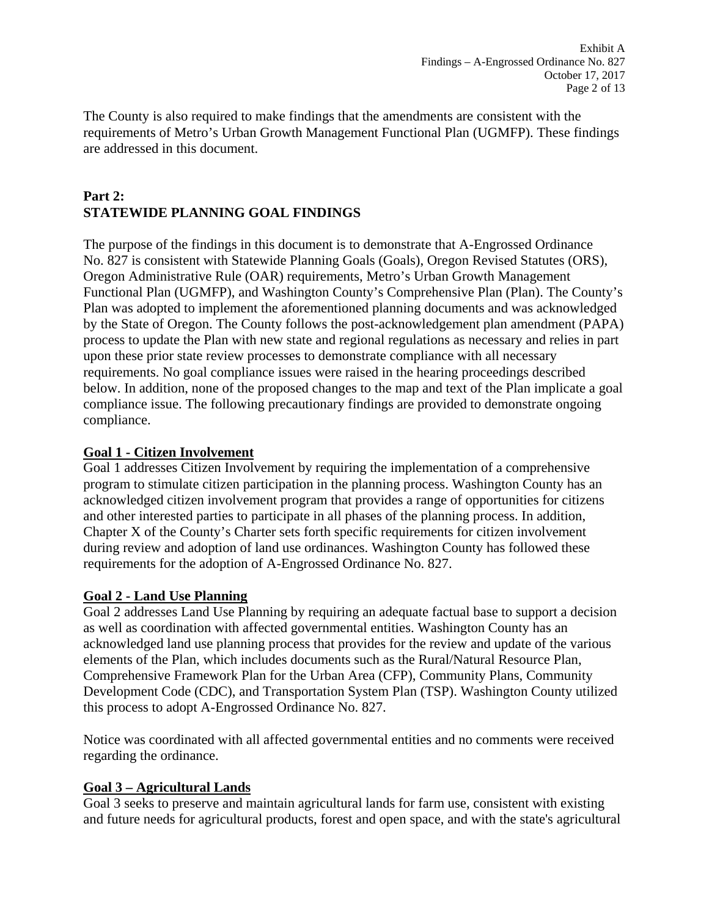The County is also required to make findings that the amendments are consistent with the requirements of Metro's Urban Growth Management Functional Plan (UGMFP). These findings are addressed in this document.

## Part 2: STATEWIDE PLANNING GOAL FINDINGS

The purpose of the findings in this document is to demonstrate that A-Engrossed Ordinance No. 827 is consistent with Statewide Planning Goals (Goals), Oregon Revised Statutes (ORS), Oregon Administrative Rule (OAR) requirements, Metro's Urban Growth Management Functional Plan (UGMFP), and Washington County's Comprehensive Plan (Plan). The County's Plan was adopted to implement the aforementioned planning documents and was acknowledged by the State of Oregon. The County follows the post-acknowledgement plan amendment (PAPA) process to update the Plan with new state and regional regulations as necessary and relies in part upon these prior state review processes to demonstrate compliance with all necessary requirements. No goal compliance issues were raised in the hearing proceedings described below. In addition, none of the proposed changes to the map and text of the Plan implicate a goal compliance issue. The following precautionary findings are provided to demonstrate ongoing compliance.

### Goal 1 - Citizen Involvement

Goal 1 addresses Citizen Involvement by requiring the implementation of a comprehensive program to stimulate citizen participation in the planning process. Washington County has an acknowledged citizen involvement program that provides a range of opportunities for citizens and other interested parties to participate in all phases of the planning process. In addition, Chapter X of the County's Charter sets forth specific requirements for citizen involvement during review and adoption of land use ordinances. Washington County has followed these requirements for the adoption of A-Engrossed Ordinance No. 827.

### Goal 2 - Land Use Planning

Goal 2 addresses Land Use Planning by requiring an adequate factual base to support a decision as well as coordination with affected governmental entities. Washington County has an acknowledged land use planning process that provides for the review and update of the various elements of the Plan, which includes documents such as the Rural/Natural Resource Plan, Comprehensive Framework Plan for the Urban Area (CFP), Community Plans, Community Development Code (CDC), and Transportation System Plan (TSP). Washington County utilized this process to adopt A-Engrossed Ordinance No. 827.

Notice was coordinated with all affected governmental entities and no comments were received regarding the ordinance.

### Goal 3 – Agricultural Lands

Goal 3 seeks to preserve and maintain agricultural lands for farm use, consistent with existing and future needs for agricultural products, forest and open space, and with the state's agricultural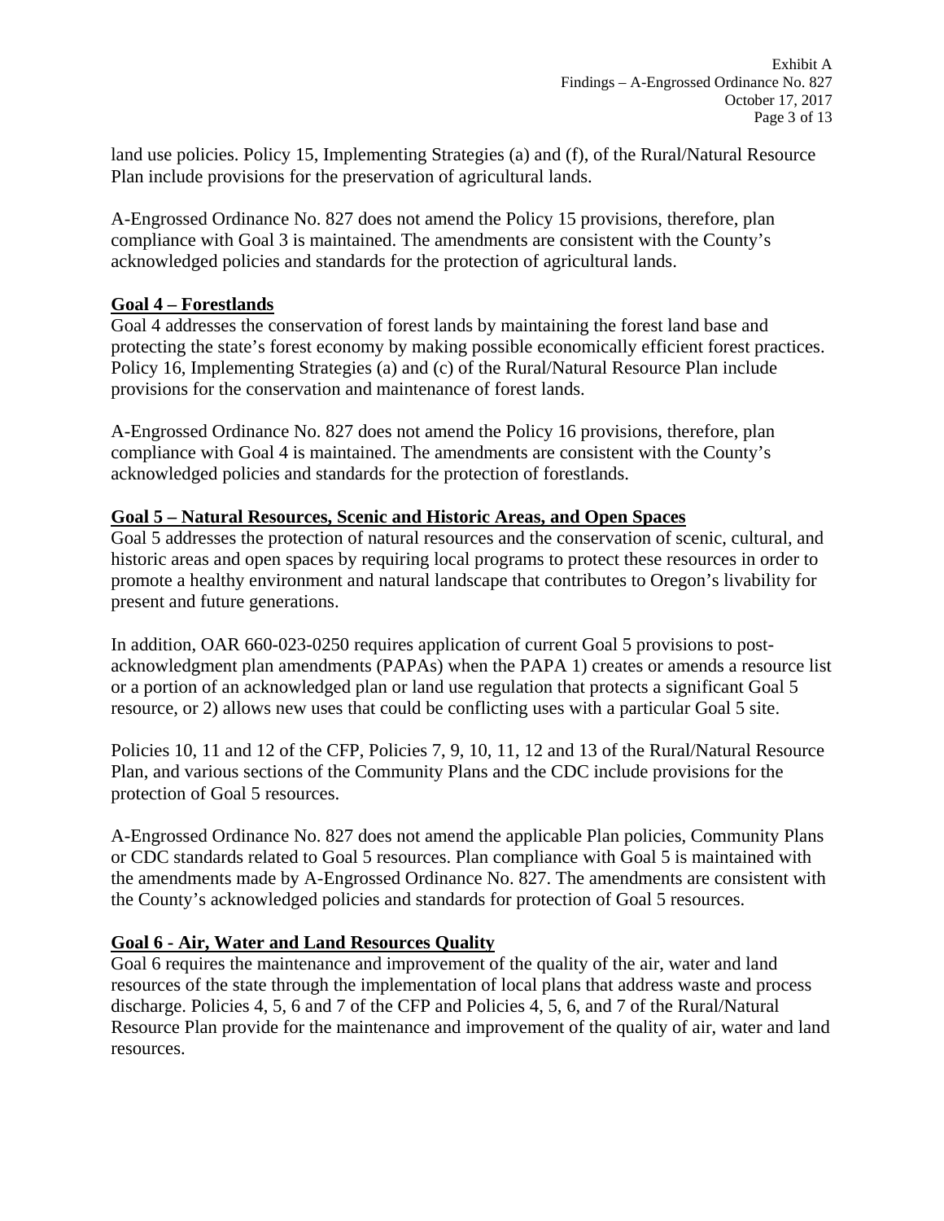land use policies. Policy 15, Implementing Strategies (a) and (f), of the Rural/Natural Resource Plan include provisions for the preservation of agricultural lands.

A-Engrossed Ordinance No. 827 does not amend the Policy 15 provisions, therefore, plan compliance with Goal 3 is maintained. The amendments are consistent with the County's acknowledged policies and standards for the protection of agricultural lands.

## Goal 4 – Forestlands

Goal 4 addresses the conservation of forest lands by maintaining the forest land base and protecting the state's forest economy by making possible economically efficient forest practices. Policy 16, Implementing Strategies (a) and (c) of the Rural/Natural Resource Plan include provisions for the conservation and maintenance of forest lands.

A-Engrossed Ordinance No. 827 does not amend the Policy 16 provisions, therefore, plan compliance with Goal 4 is maintained. The amendments are consistent with the County's acknowledged policies and standards for the protection of forestlands.

## Goal 5 – Natural Resources, Scenic and Historic Areas, and Open Spaces

Goal 5 addresses the protection of natural resources and the conservation of scenic, cultural, and historic areas and open spaces by requiring local programs to protect these resources in order to promote a healthy environment and natural landscape that contributes to Oregon's livability for present and future generations.

In addition, OAR 660-023-0250 requires application of current Goal 5 provisions to post-acknowledgment plan amendments (PAPAs) when the PAPA 1) creates or amends a resource list or a portion of an acknowledged plan or land use regulation that protects a significant Goal 5 resource, or 2) allows new uses that could be conflicting uses with a particular Goal 5 site.

Policies 10, 11 and 12 of the CFP, Policies 7, 9, 10, 11, 12 and 13 of the Rural/Natural Resource Plan, and various sections of the Community Plans and the CDC include provisions for the protection of Goal 5 resources.

A-Engrossed Ordinance No. 827 does not amend the applicable Plan policies, Community Plans or CDC standards related to Goal 5 resources. Plan compliance with Goal 5 is maintained with the amendments made by A-Engrossed Ordinance No. 827. The amendments are consistent with the County's acknowledged policies and standards for protection of Goal 5 resources.

## Goal 6 - Air, Water and Land Resources Quality

Goal 6 requires the maintenance and improvement of the quality of the air, water and land resources of the state through the implementation of local plans that address waste and process discharge. Policies 4, 5, 6 and 7 of the CFP and Policies 4, 5, 6, and 7 of the Rural/Natural Resource Plan provide for the maintenance and improvement of the quality of air, water and land resources.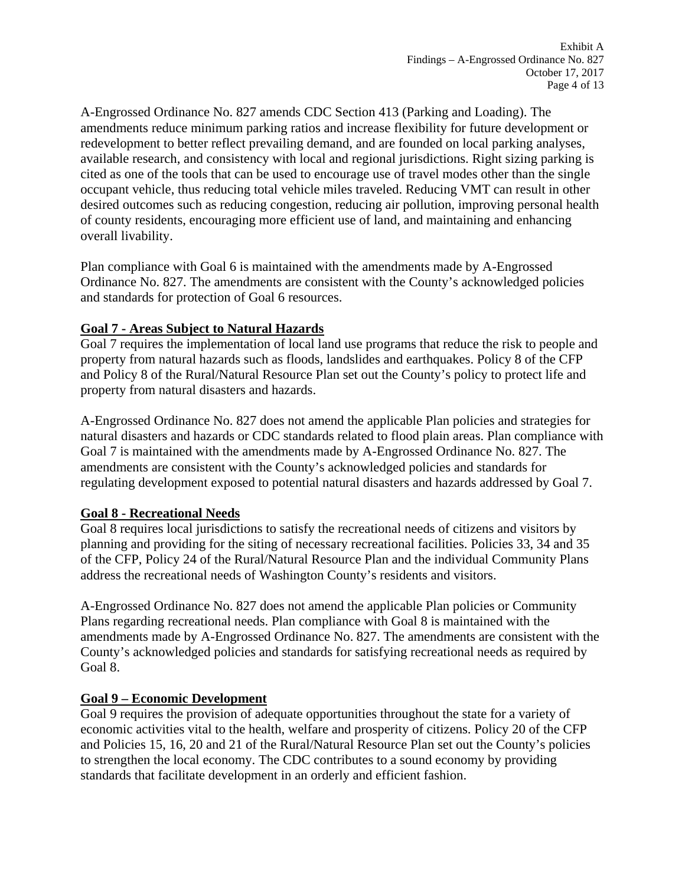A-Engrossed Ordinance No. 827 amends CDC Section 413 (Parking and Loading). The amendments reduce minimum parking ratios and increase flexibility for future development or redevelopment to better reflect prevailing demand, and are founded on local parking analyses, available research, and consistency with local and regional jurisdictions. Right sizing parking is cited as one of the tools that can be used to encourage use of travel modes other than the single occupant vehicle, thus reducing total vehicle miles traveled. Reducing VMT can result in other desired outcomes such as reducing congestion, reducing air pollution, improving personal health of county residents, encouraging more efficient use of land, and maintaining and enhancing overall livability.

Plan compliance with Goal 6 is maintained with the amendments made by A-Engrossed Ordinance No. 827. The amendments are consistent with the County's acknowledged policies and standards for protection of Goal 6 resources.

**Goal 7 - Areas Subject to Natural Hazards**

Goal 7 requires the implementation of local land use programs that reduce the risk to people and property from natural hazards such as floods, landslides and earthquakes. Policy 8 of the CFP and Policy 8 of the Rural/Natural Resource Plan set out the County's policy to protect life and property from natural disasters and hazards.

A-Engrossed Ordinance No. 827 does not amend the applicable Plan policies and strategies for natural disasters and hazards or CDC standards related to flood plain areas. Plan compliance with Goal 7 is maintained with the amendments made by A-Engrossed Ordinance No. 827. The amendments are consistent with the County's acknowledged policies and standards for regulating development exposed to potential natural disasters and hazards addressed by Goal 7.

**Goal 8 - Recreational Needs**

Goal 8 requires local jurisdictions to satisfy the recreational needs of citizens and visitors by planning and providing for the siting of necessary recreational facilities. Policies 33, 34 and 35 of the CFP, Policy 24 of the Rural/Natural Resource Plan and the individual Community Plans address the recreational needs of Washington County's residents and visitors.

A-Engrossed Ordinance No. 827 does not amend the applicable Plan policies or Community Plans regarding recreational needs. Plan compliance with Goal 8 is maintained with the amendments made by A-Engrossed Ordinance No. 827. The amendments are consistent with the County's acknowledged policies and standards for satisfying recreational needs as required by Goal 8.

**Goal 9 – Economic Development**

Goal 9 requires the provision of adequate opportunities throughout the state for a variety of economic activities vital to the health, welfare and prosperity of citizens. Policy 20 of the CFP and Policies 15, 16, 20 and 21 of the Rural/Natural Resource Plan set out the County's policies to strengthen the local economy. The CDC contributes to a sound economy by providing standards that facilitate development in an orderly and efficient fashion.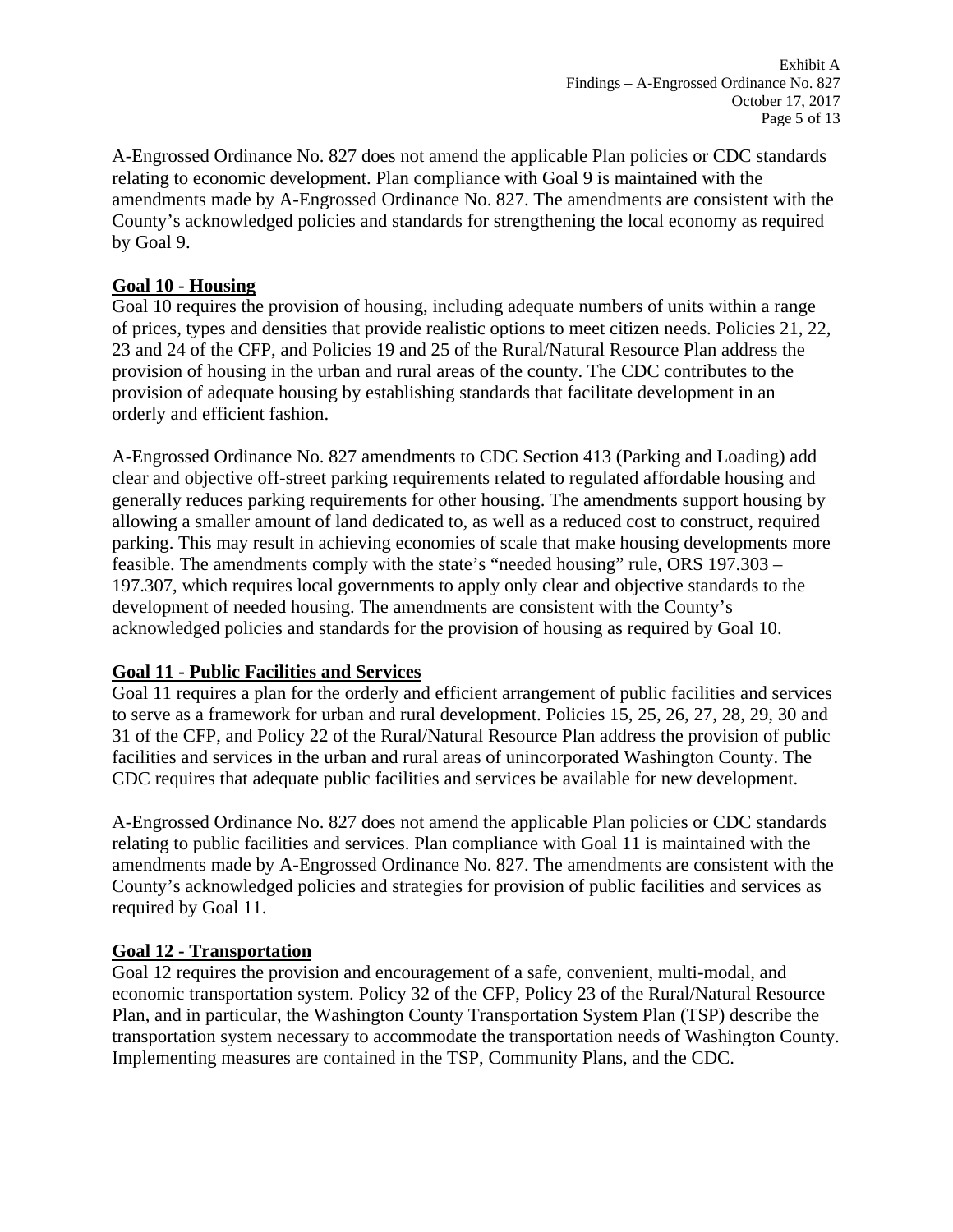A-Engrossed Ordinance No. 827 does not amend the applicable Plan policies or CDC standards relating to economic development. Plan compliance with Goal 9 is maintained with the amendments made by A-Engrossed Ordinance No. 827. The amendments are consistent with the County's acknowledged policies and standards for strengthening the local economy as required by Goal 9.

## Goal 10 - Housing

Goal 10 requires the provision of housing, including adequate numbers of units within a range of prices, types and densities that provide realistic options to meet citizen needs. Policies 21, 22, 23 and 24 of the CFP, and Policies 19 and 25 of the Rural/Natural Resource Plan address the provision of housing in the urban and rural areas of the county. The CDC contributes to the provision of adequate housing by establishing standards that facilitate development in an orderly and efficient fashion.

A-Engrossed Ordinance No. 827 amendments to CDC Section 413 (Parking and Loading) add clear and objective off-street parking requirements related to regulated affordable housing and generally reduces parking requirements for other housing. The amendments support housing by allowing a smaller amount of land dedicated to, as well as a reduced cost to construct, required parking. This may result in achieving economies of scale that make housing developments more feasible. The amendments comply with the state's "needed housing" rule, ORS 197.303 – 197.307, which requires local governments to apply only clear and objective standards to the development of needed housing. The amendments are consistent with the County's acknowledged policies and standards for the provision of housing as required by Goal 10.

## Goal 11 - Public Facilities and Services

Goal 11 requires a plan for the orderly and efficient arrangement of public facilities and services to serve as a framework for urban and rural development. Policies 15, 25, 26, 27, 28, 29, 30 and 31 of the CFP, and Policy 22 of the Rural/Natural Resource Plan address the provision of public facilities and services in the urban and rural areas of unincorporated Washington County. The CDC requires that adequate public facilities and services be available for new development.

A-Engrossed Ordinance No. 827 does not amend the applicable Plan policies or CDC standards relating to public facilities and services. Plan compliance with Goal 11 is maintained with the amendments made by A-Engrossed Ordinance No. 827. The amendments are consistent with the County's acknowledged policies and strategies for provision of public facilities and services as required by Goal 11.

## Goal 12 - Transportation

Goal 12 requires the provision and encouragement of a safe, convenient, multi-modal, and economic transportation system. Policy 32 of the CFP, Policy 23 of the Rural/Natural Resource Plan, and in particular, the Washington County Transportation System Plan (TSP) describe the transportation system necessary to accommodate the transportation needs of Washington County. Implementing measures are contained in the TSP, Community Plans, and the CDC.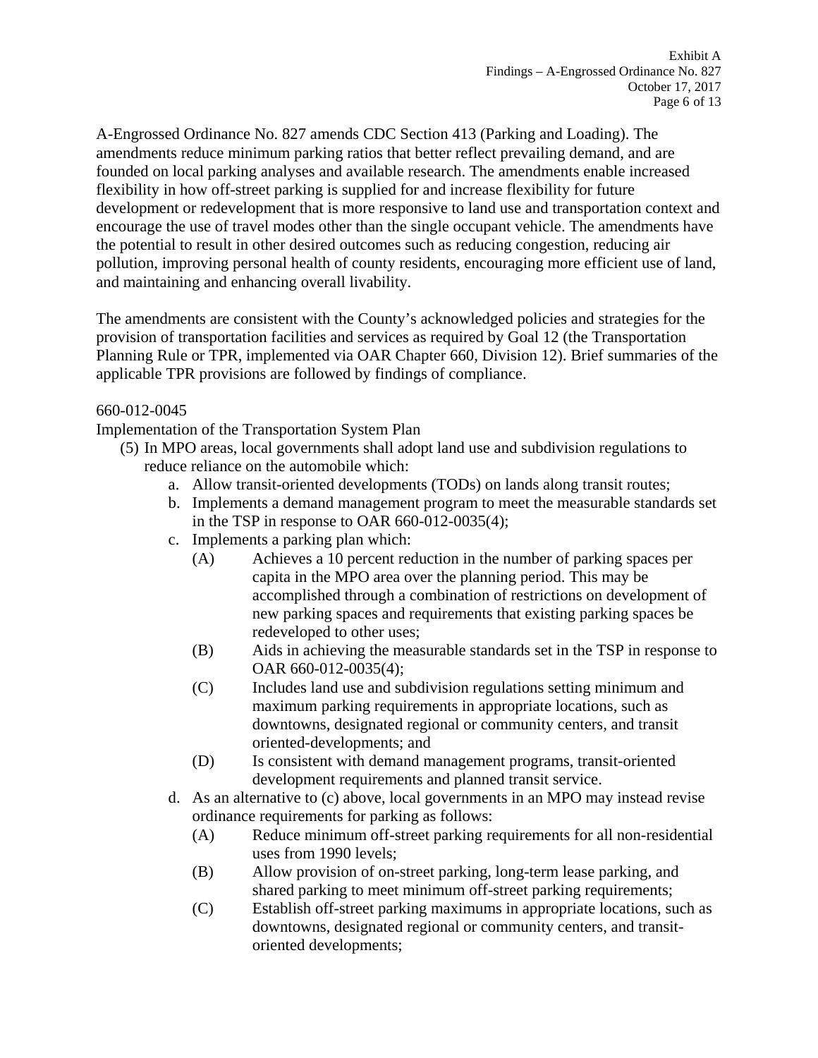A-Engrossed Ordinance No. 827 amends CDC Section 413 (Parking and Loading). The amendments reduce minimum parking ratios that better reflect prevailing demand, and are founded on local parking analyses and available research. The amendments enable increased flexibility in how off-street parking is supplied for and increase flexibility for future development or redevelopment that is more responsive to land use and transportation context and encourage the use of travel modes other than the single occupant vehicle. The amendments have the potential to result in other desired outcomes such as reducing congestion, reducing air pollution, improving personal health of county residents, encouraging more efficient use of land, and maintaining and enhancing overall livability.

The amendments are consistent with the County's acknowledged policies and strategies for the provision of transportation facilities and services as required by Goal 12 (the Transportation Planning Rule or TPR, implemented via OAR Chapter 660, Division 12). Brief summaries of the applicable TPR provisions are followed by findings of compliance.

660-012-0045
Implementation of the Transportation System Plan

(5) In MPO areas, local governments shall adopt land use and subdivision regulations to reduce reliance on the automobile which:

  a. Allow transit-oriented developments (TODs) on lands along transit routes;
  b. Implements a demand management program to meet the measurable standards set in the TSP in response to OAR 660-012-0035(4);
  c. Implements a parking plan which:
     (A) Achieves a 10 percent reduction in the number of parking spaces per capita in the MPO area over the planning period. This may be accomplished through a combination of restrictions on development of new parking spaces and requirements that existing parking spaces be redeveloped to other uses;
     (B) Aids in achieving the measurable standards set in the TSP in response to OAR 660-012-0035(4);
     (C) Includes land use and subdivision regulations setting minimum and maximum parking requirements in appropriate locations, such as downtowns, designated regional or community centers, and transit oriented-developments; and
     (D) Is consistent with demand management programs, transit-oriented development requirements and planned transit service.
  d. As an alternative to (c) above, local governments in an MPO may instead revise ordinance requirements for parking as follows:
     (A) Reduce minimum off-street parking requirements for all non-residential uses from 1990 levels;
     (B) Allow provision of on-street parking, long-term lease parking, and shared parking to meet minimum off-street parking requirements;
     (C) Establish off-street parking maximums in appropriate locations, such as downtowns, designated regional or community centers, and transit-oriented developments;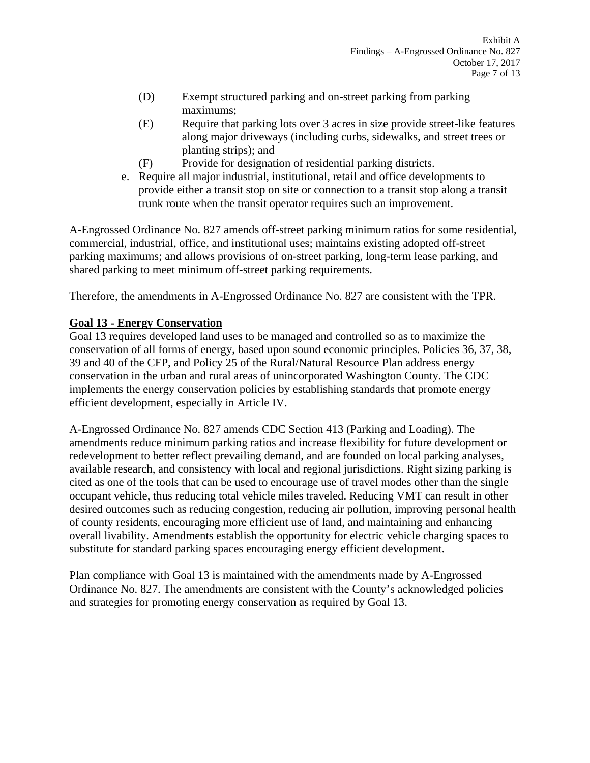(D) Exempt structured parking and on-street parking from parking maximums;

(E) Require that parking lots over 3 acres in size provide street-like features along major driveways (including curbs, sidewalks, and street trees or planting strips); and

(F) Provide for designation of residential parking districts.

e. Require all major industrial, institutional, retail and office developments to provide either a transit stop on site or connection to a transit stop along a transit trunk route when the transit operator requires such an improvement.

A-Engrossed Ordinance No. 827 amends off-street parking minimum ratios for some residential, commercial, industrial, office, and institutional uses; maintains existing adopted off-street parking maximums; and allows provisions of on-street parking, long-term lease parking, and shared parking to meet minimum off-street parking requirements.

Therefore, the amendments in A-Engrossed Ordinance No. 827 are consistent with the TPR.

**Goal 13 - Energy Conservation**

Goal 13 requires developed land uses to be managed and controlled so as to maximize the conservation of all forms of energy, based upon sound economic principles. Policies 36, 37, 38, 39 and 40 of the CFP, and Policy 25 of the Rural/Natural Resource Plan address energy conservation in the urban and rural areas of unincorporated Washington County. The CDC implements the energy conservation policies by establishing standards that promote energy efficient development, especially in Article IV.

A-Engrossed Ordinance No. 827 amends CDC Section 413 (Parking and Loading). The amendments reduce minimum parking ratios and increase flexibility for future development or redevelopment to better reflect prevailing demand, and are founded on local parking analyses, available research, and consistency with local and regional jurisdictions. Right sizing parking is cited as one of the tools that can be used to encourage use of travel modes other than the single occupant vehicle, thus reducing total vehicle miles traveled. Reducing VMT can result in other desired outcomes such as reducing congestion, reducing air pollution, improving personal health of county residents, encouraging more efficient use of land, and maintaining and enhancing overall livability. Amendments establish the opportunity for electric vehicle charging spaces to substitute for standard parking spaces encouraging energy efficient development.

Plan compliance with Goal 13 is maintained with the amendments made by A-Engrossed Ordinance No. 827. The amendments are consistent with the County's acknowledged policies and strategies for promoting energy conservation as required by Goal 13.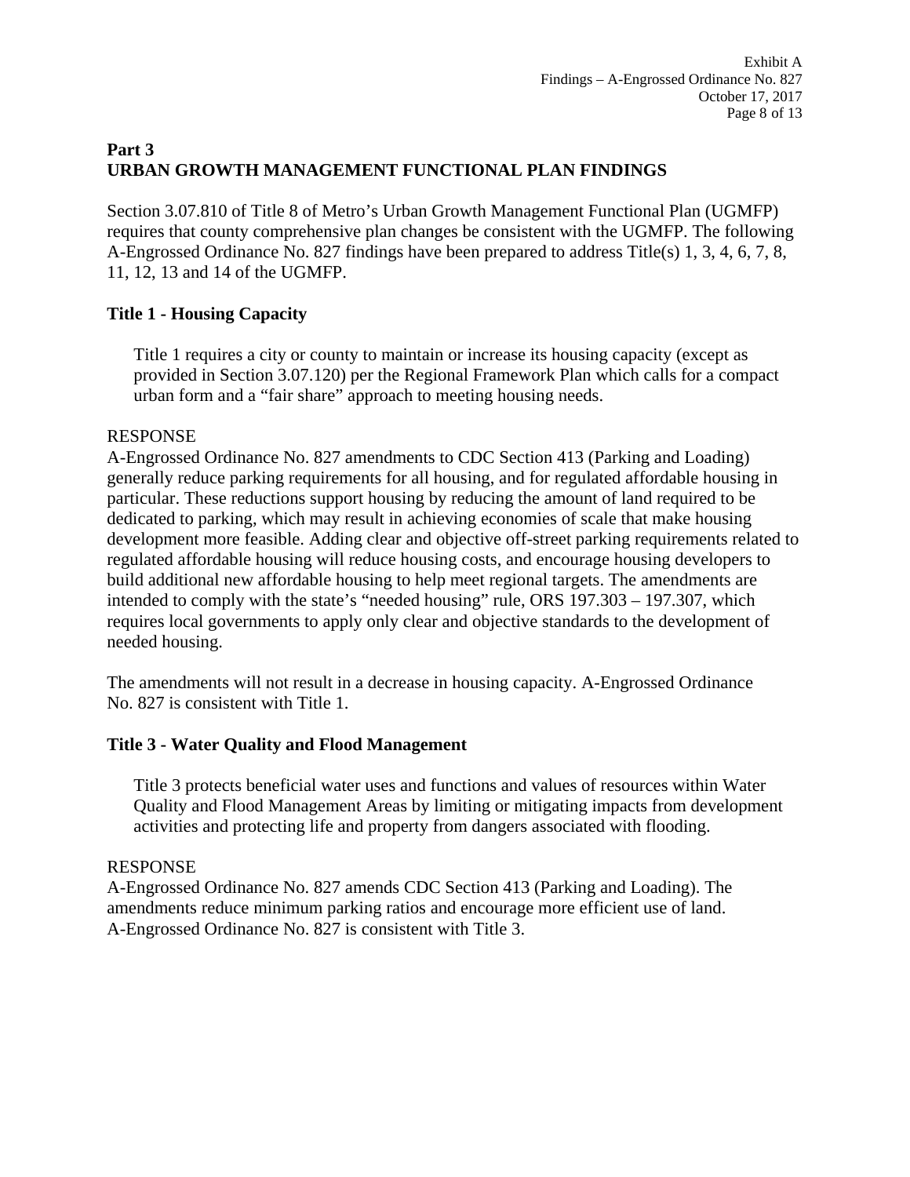## Part 3
## URBAN GROWTH MANAGEMENT FUNCTIONAL PLAN FINDINGS

Section 3.07.810 of Title 8 of Metro's Urban Growth Management Functional Plan (UGMFP) requires that county comprehensive plan changes be consistent with the UGMFP. The following A-Engrossed Ordinance No. 827 findings have been prepared to address Title(s) 1, 3, 4, 6, 7, 8, 11, 12, 13 and 14 of the UGMFP.

### Title 1 - Housing Capacity

> Title 1 requires a city or county to maintain or increase its housing capacity (except as provided in Section 3.07.120) per the Regional Framework Plan which calls for a compact urban form and a "fair share" approach to meeting housing needs.

RESPONSE

A-Engrossed Ordinance No. 827 amendments to CDC Section 413 (Parking and Loading) generally reduce parking requirements for all housing, and for regulated affordable housing in particular. These reductions support housing by reducing the amount of land required to be dedicated to parking, which may result in achieving economies of scale that make housing development more feasible. Adding clear and objective off-street parking requirements related to regulated affordable housing will reduce housing costs, and encourage housing developers to build additional new affordable housing to help meet regional targets. The amendments are intended to comply with the state's "needed housing" rule, ORS 197.303 – 197.307, which requires local governments to apply only clear and objective standards to the development of needed housing.

The amendments will not result in a decrease in housing capacity. A-Engrossed Ordinance No. 827 is consistent with Title 1.

### Title 3 - Water Quality and Flood Management

> Title 3 protects beneficial water uses and functions and values of resources within Water Quality and Flood Management Areas by limiting or mitigating impacts from development activities and protecting life and property from dangers associated with flooding.

RESPONSE

A-Engrossed Ordinance No. 827 amends CDC Section 413 (Parking and Loading). The amendments reduce minimum parking ratios and encourage more efficient use of land. A-Engrossed Ordinance No. 827 is consistent with Title 3.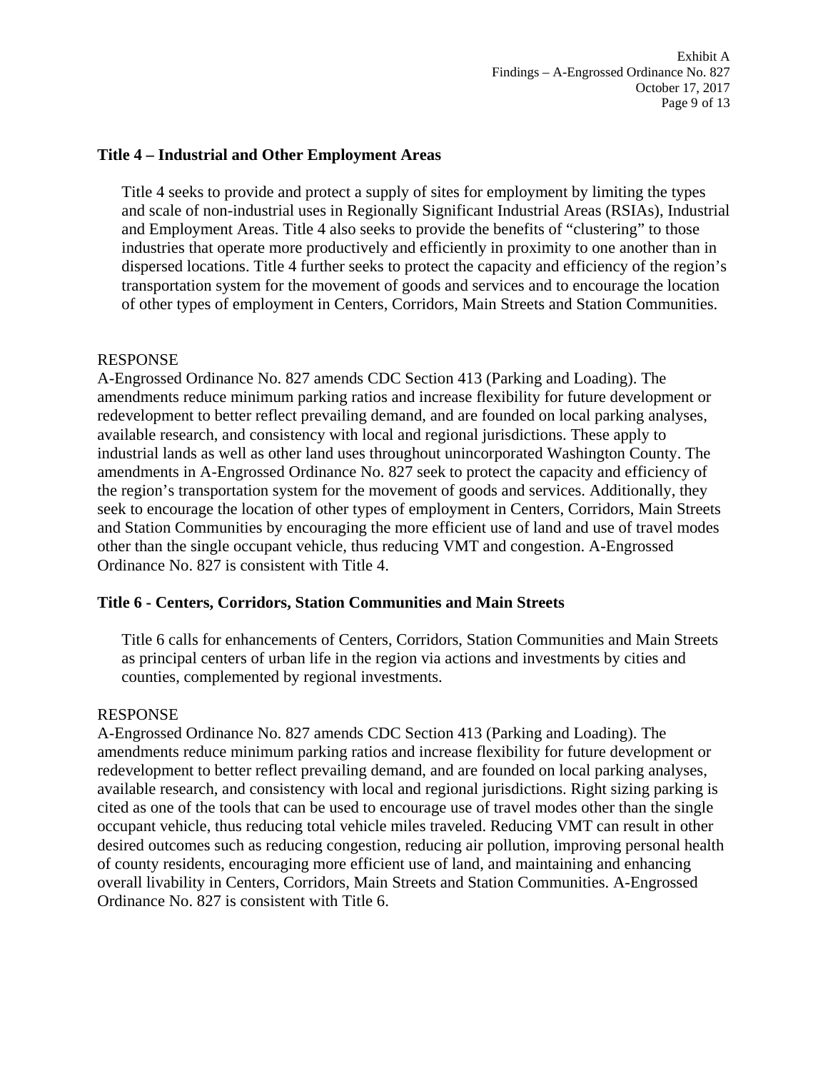### Title 4 – Industrial and Other Employment Areas

> Title 4 seeks to provide and protect a supply of sites for employment by limiting the types and scale of non-industrial uses in Regionally Significant Industrial Areas (RSIAs), Industrial and Employment Areas. Title 4 also seeks to provide the benefits of "clustering" to those industries that operate more productively and efficiently in proximity to one another than in dispersed locations. Title 4 further seeks to protect the capacity and efficiency of the region's transportation system for the movement of goods and services and to encourage the location of other types of employment in Centers, Corridors, Main Streets and Station Communities.

RESPONSE
A-Engrossed Ordinance No. 827 amends CDC Section 413 (Parking and Loading). The amendments reduce minimum parking ratios and increase flexibility for future development or redevelopment to better reflect prevailing demand, and are founded on local parking analyses, available research, and consistency with local and regional jurisdictions. These apply to industrial lands as well as other land uses throughout unincorporated Washington County. The amendments in A-Engrossed Ordinance No. 827 seek to protect the capacity and efficiency of the region's transportation system for the movement of goods and services. Additionally, they seek to encourage the location of other types of employment in Centers, Corridors, Main Streets and Station Communities by encouraging the more efficient use of land and use of travel modes other than the single occupant vehicle, thus reducing VMT and congestion. A-Engrossed Ordinance No. 827 is consistent with Title 4.

### Title 6 - Centers, Corridors, Station Communities and Main Streets

> Title 6 calls for enhancements of Centers, Corridors, Station Communities and Main Streets as principal centers of urban life in the region via actions and investments by cities and counties, complemented by regional investments.

RESPONSE
A-Engrossed Ordinance No. 827 amends CDC Section 413 (Parking and Loading). The amendments reduce minimum parking ratios and increase flexibility for future development or redevelopment to better reflect prevailing demand, and are founded on local parking analyses, available research, and consistency with local and regional jurisdictions. Right sizing parking is cited as one of the tools that can be used to encourage use of travel modes other than the single occupant vehicle, thus reducing total vehicle miles traveled. Reducing VMT can result in other desired outcomes such as reducing congestion, reducing air pollution, improving personal health of county residents, encouraging more efficient use of land, and maintaining and enhancing overall livability in Centers, Corridors, Main Streets and Station Communities. A-Engrossed Ordinance No. 827 is consistent with Title 6.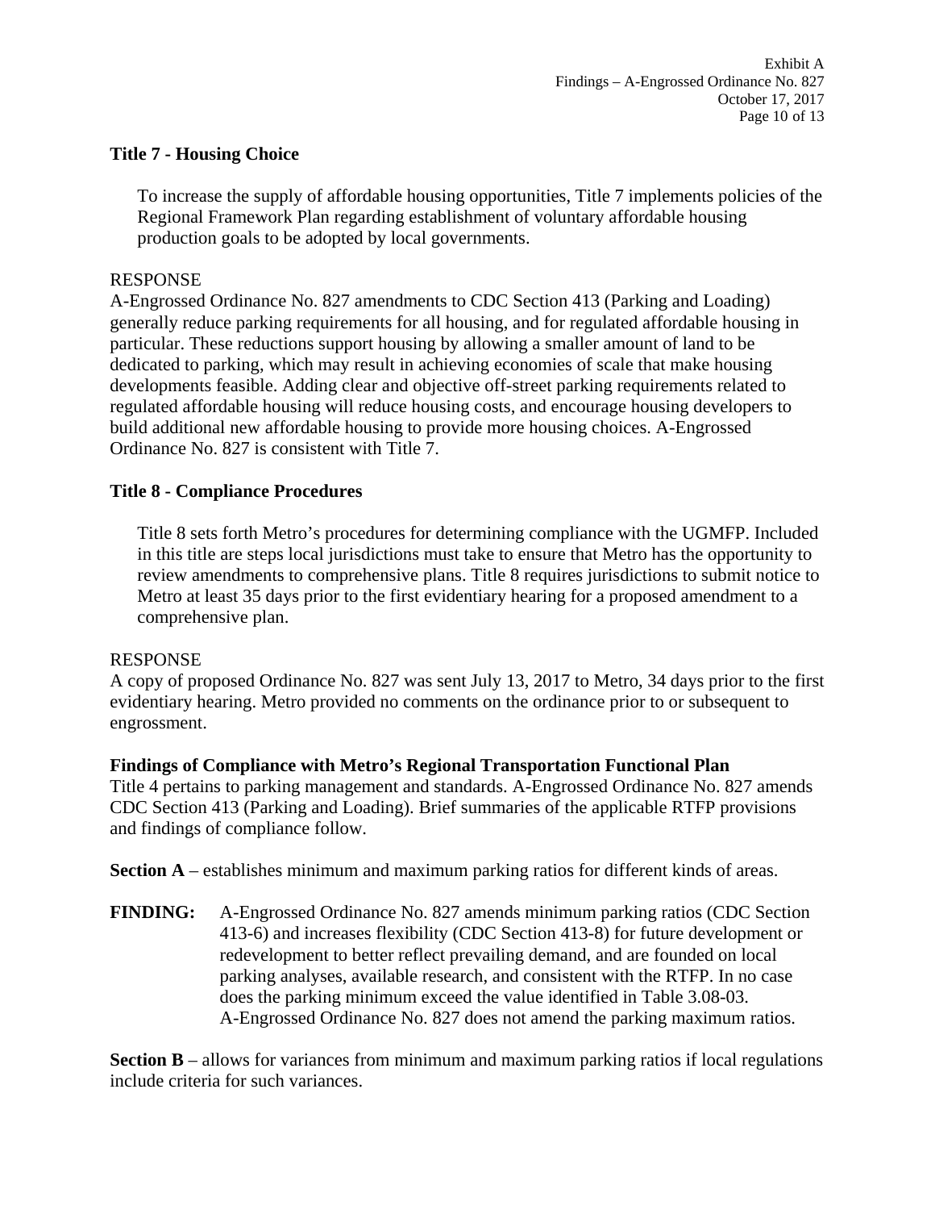**Title 7 - Housing Choice**

> To increase the supply of affordable housing opportunities, Title 7 implements policies of the Regional Framework Plan regarding establishment of voluntary affordable housing production goals to be adopted by local governments.

RESPONSE

A-Engrossed Ordinance No. 827 amendments to CDC Section 413 (Parking and Loading) generally reduce parking requirements for all housing, and for regulated affordable housing in particular. These reductions support housing by allowing a smaller amount of land to be dedicated to parking, which may result in achieving economies of scale that make housing developments feasible. Adding clear and objective off-street parking requirements related to regulated affordable housing will reduce housing costs, and encourage housing developers to build additional new affordable housing to provide more housing choices. A-Engrossed Ordinance No. 827 is consistent with Title 7.

**Title 8 - Compliance Procedures**

> Title 8 sets forth Metro's procedures for determining compliance with the UGMFP. Included in this title are steps local jurisdictions must take to ensure that Metro has the opportunity to review amendments to comprehensive plans. Title 8 requires jurisdictions to submit notice to Metro at least 35 days prior to the first evidentiary hearing for a proposed amendment to a comprehensive plan.

RESPONSE

A copy of proposed Ordinance No. 827 was sent July 13, 2017 to Metro, 34 days prior to the first evidentiary hearing. Metro provided no comments on the ordinance prior to or subsequent to engrossment.

**Findings of Compliance with Metro's Regional Transportation Functional Plan**

Title 4 pertains to parking management and standards. A-Engrossed Ordinance No. 827 amends CDC Section 413 (Parking and Loading). Brief summaries of the applicable RTFP provisions and findings of compliance follow.

**Section A** – establishes minimum and maximum parking ratios for different kinds of areas.

**FINDING:** A-Engrossed Ordinance No. 827 amends minimum parking ratios (CDC Section 413-6) and increases flexibility (CDC Section 413-8) for future development or redevelopment to better reflect prevailing demand, and are founded on local parking analyses, available research, and consistent with the RTFP. In no case does the parking minimum exceed the value identified in Table 3.08-03. A-Engrossed Ordinance No. 827 does not amend the parking maximum ratios.

**Section B** – allows for variances from minimum and maximum parking ratios if local regulations include criteria for such variances.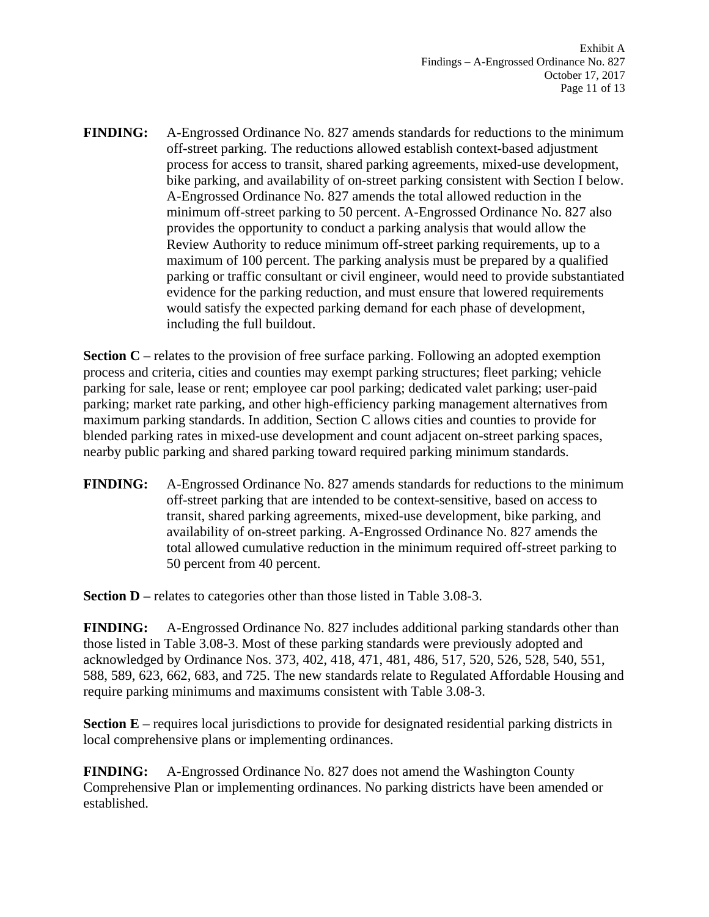**FINDING:** A-Engrossed Ordinance No. 827 amends standards for reductions to the minimum off-street parking. The reductions allowed establish context-based adjustment process for access to transit, shared parking agreements, mixed-use development, bike parking, and availability of on-street parking consistent with Section I below. A-Engrossed Ordinance No. 827 amends the total allowed reduction in the minimum off-street parking to 50 percent. A-Engrossed Ordinance No. 827 also provides the opportunity to conduct a parking analysis that would allow the Review Authority to reduce minimum off-street parking requirements, up to a maximum of 100 percent. The parking analysis must be prepared by a qualified parking or traffic consultant or civil engineer, would need to provide substantiated evidence for the parking reduction, and must ensure that lowered requirements would satisfy the expected parking demand for each phase of development, including the full buildout.

**Section C** – relates to the provision of free surface parking. Following an adopted exemption process and criteria, cities and counties may exempt parking structures; fleet parking; vehicle parking for sale, lease or rent; employee car pool parking; dedicated valet parking; user-paid parking; market rate parking, and other high-efficiency parking management alternatives from maximum parking standards. In addition, Section C allows cities and counties to provide for blended parking rates in mixed-use development and count adjacent on-street parking spaces, nearby public parking and shared parking toward required parking minimum standards.

**FINDING:** A-Engrossed Ordinance No. 827 amends standards for reductions to the minimum off-street parking that are intended to be context-sensitive, based on access to transit, shared parking agreements, mixed-use development, bike parking, and availability of on-street parking. A-Engrossed Ordinance No. 827 amends the total allowed cumulative reduction in the minimum required off-street parking to 50 percent from 40 percent.

**Section D –** relates to categories other than those listed in Table 3.08-3.

**FINDING:** A-Engrossed Ordinance No. 827 includes additional parking standards other than those listed in Table 3.08-3. Most of these parking standards were previously adopted and acknowledged by Ordinance Nos. 373, 402, 418, 471, 481, 486, 517, 520, 526, 528, 540, 551, 588, 589, 623, 662, 683, and 725. The new standards relate to Regulated Affordable Housing and require parking minimums and maximums consistent with Table 3.08-3.

**Section E** – requires local jurisdictions to provide for designated residential parking districts in local comprehensive plans or implementing ordinances.

**FINDING:** A-Engrossed Ordinance No. 827 does not amend the Washington County Comprehensive Plan or implementing ordinances. No parking districts have been amended or established.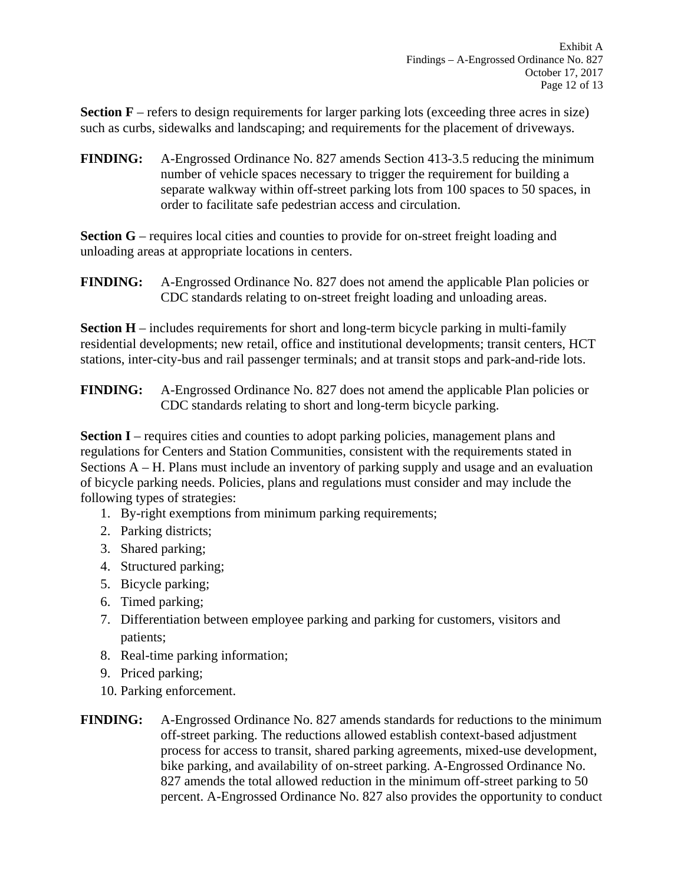**Section F** – refers to design requirements for larger parking lots (exceeding three acres in size) such as curbs, sidewalks and landscaping; and requirements for the placement of driveways.

**FINDING:** A-Engrossed Ordinance No. 827 amends Section 413-3.5 reducing the minimum number of vehicle spaces necessary to trigger the requirement for building a separate walkway within off-street parking lots from 100 spaces to 50 spaces, in order to facilitate safe pedestrian access and circulation.

**Section G** – requires local cities and counties to provide for on-street freight loading and unloading areas at appropriate locations in centers.

**FINDING:** A-Engrossed Ordinance No. 827 does not amend the applicable Plan policies or CDC standards relating to on-street freight loading and unloading areas.

**Section H** – includes requirements for short and long-term bicycle parking in multi-family residential developments; new retail, office and institutional developments; transit centers, HCT stations, inter-city-bus and rail passenger terminals; and at transit stops and park-and-ride lots.

**FINDING:** A-Engrossed Ordinance No. 827 does not amend the applicable Plan policies or CDC standards relating to short and long-term bicycle parking.

**Section I** – requires cities and counties to adopt parking policies, management plans and regulations for Centers and Station Communities, consistent with the requirements stated in Sections A – H. Plans must include an inventory of parking supply and usage and an evaluation of bicycle parking needs. Policies, plans and regulations must consider and may include the following types of strategies:

1. By-right exemptions from minimum parking requirements;
2. Parking districts;
3. Shared parking;
4. Structured parking;
5. Bicycle parking;
6. Timed parking;
7. Differentiation between employee parking and parking for customers, visitors and patients;
8. Real-time parking information;
9. Priced parking;
10. Parking enforcement.

**FINDING:** A-Engrossed Ordinance No. 827 amends standards for reductions to the minimum off-street parking. The reductions allowed establish context-based adjustment process for access to transit, shared parking agreements, mixed-use development, bike parking, and availability of on-street parking. A-Engrossed Ordinance No. 827 amends the total allowed reduction in the minimum off-street parking to 50 percent. A-Engrossed Ordinance No. 827 also provides the opportunity to conduct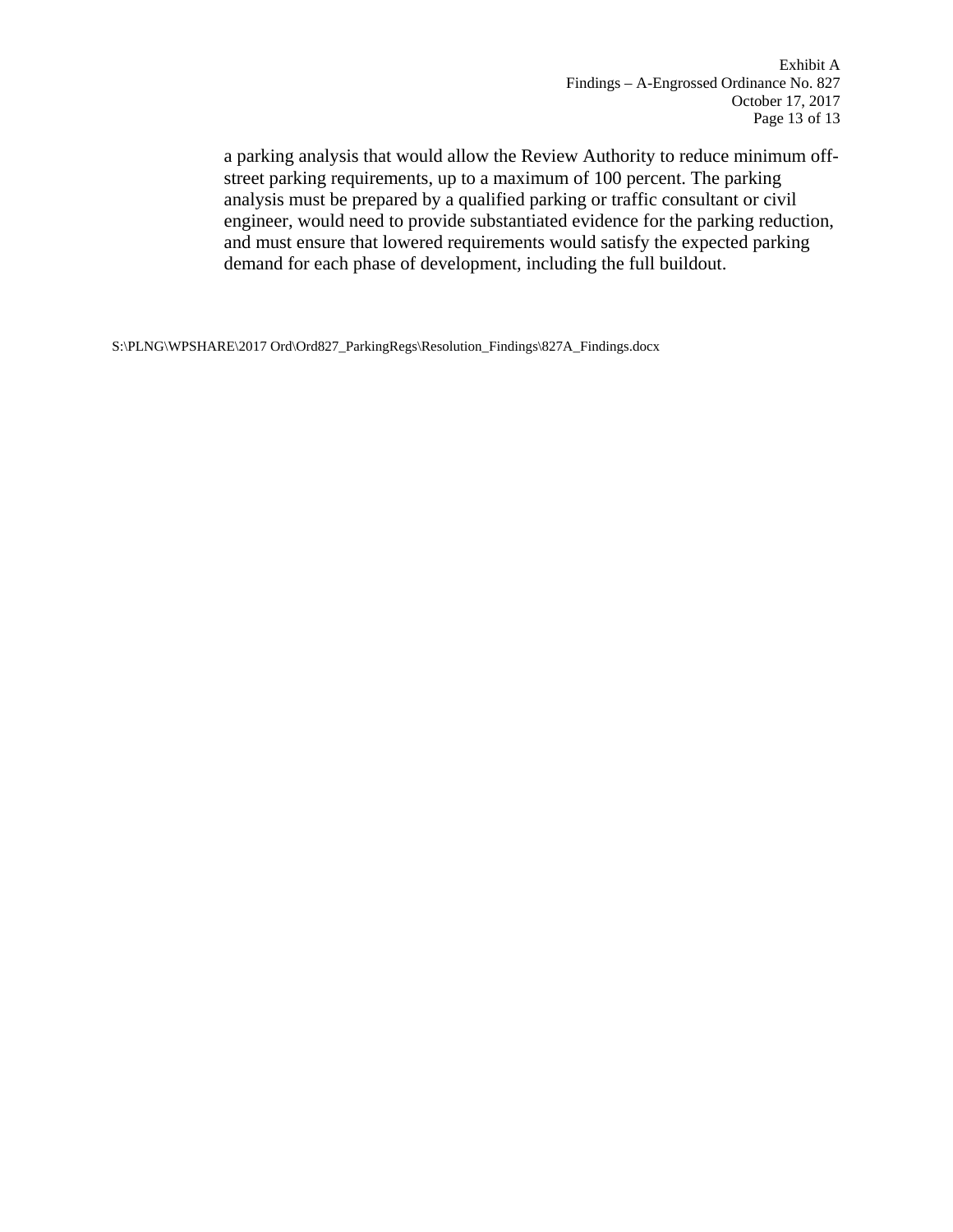a parking analysis that would allow the Review Authority to reduce minimum off-street parking requirements, up to a maximum of 100 percent. The parking analysis must be prepared by a qualified parking or traffic consultant or civil engineer, would need to provide substantiated evidence for the parking reduction, and must ensure that lowered requirements would satisfy the expected parking demand for each phase of development, including the full buildout.

S:\PLNG\WPSHARE\2017 Ord\Ord827_ParkingRegs\Resolution_Findings\827A_Findings.docx